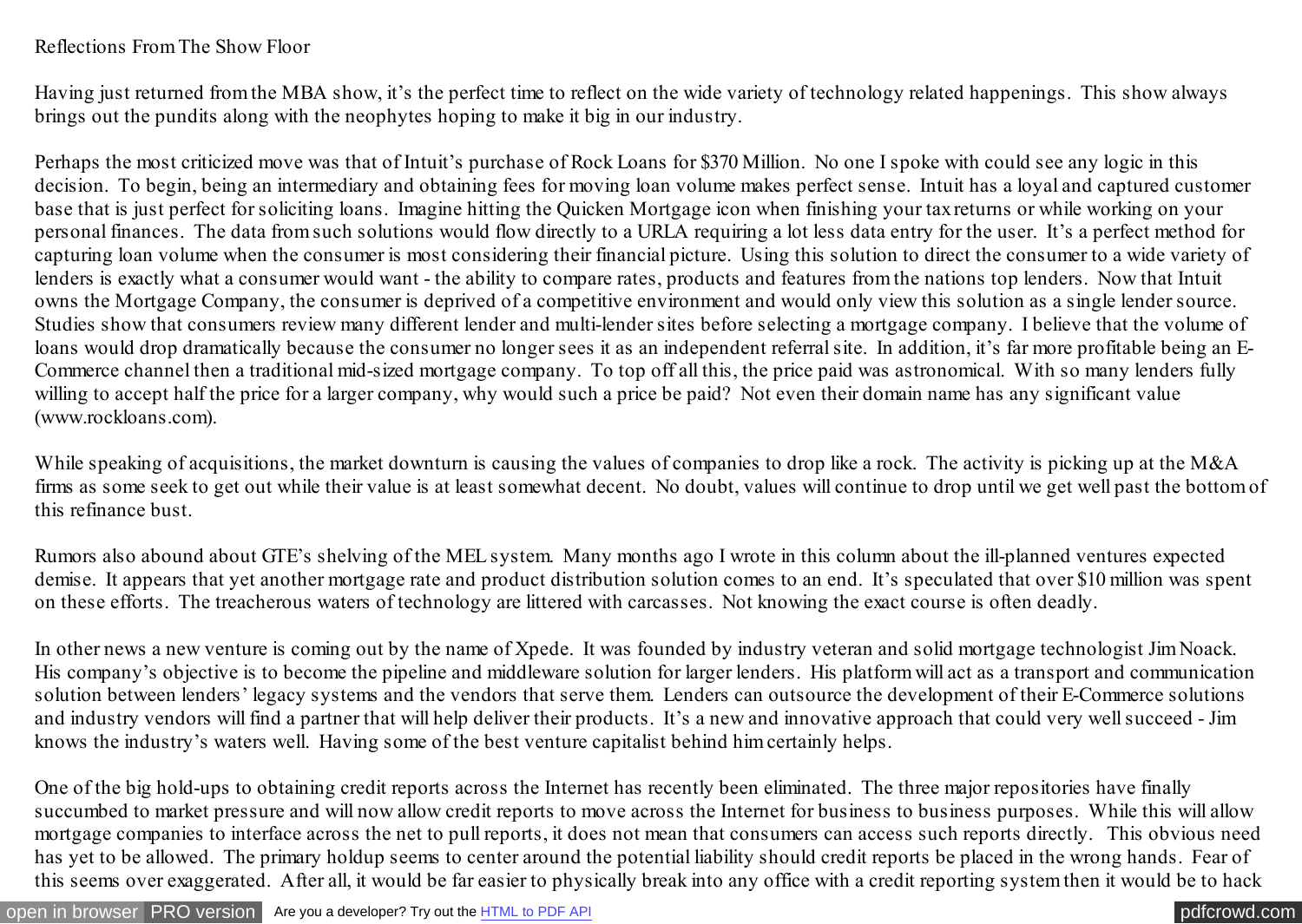Reflections From The Show Floor

Having just returned from the MBA show, it's the perfect time to reflect on the wide variety of technology related happenings. This show always brings out the pundits along with the neophytes hoping to make it big in our industry.

Perhaps the most criticized move was that of Intuit's purchase of Rock Loans for $370 Million. No one I spoke with could see any logic in this decision. To begin, being an intermediary and obtaining fees for moving loan volume makes perfect sense. Intuit has a loyal and captured customer base that is just perfect for soliciting loans. Imagine hitting the Quicken Mortgage icon when finishing your tax returns or while working on your personal finances. The data from such solutions would flow directly to a URLA requiring a lot less data entry for the user. It's a perfect method for capturing loan volume when the consumer is most considering their financial picture. Using this solution to direct the consumer to a wide variety of lenders is exactly what a consumer would want - the ability to compare rates, products and features from the nations top lenders. Now that Intuit owns the Mortgage Company, the consumer is deprived of a competitive environment and would only view this solution as a single lender source. Studies show that consumers review many different lender and multi-lender sites before selecting a mortgage company. I believe that the volume of loans would drop dramatically because the consumer no longer sees it as an independent referral site. In addition, it's far more profitable being an E-Commerce channel then a traditional mid-sized mortgage company. To top off all this, the price paid was astronomical. With so many lenders fully willing to accept half the price for a larger company, why would such a price be paid? Not even their domain name has any significant value (www.rockloans.com).

While speaking of acquisitions, the market downturn is causing the values of companies to drop like a rock. The activity is picking up at the M&A firms as some seek to get out while their value is at least somewhat decent. No doubt, values will continue to drop until we get well past the bottom of this refinance bust.

Rumors also abound about GTE's shelving of the MEL system. Many months ago I wrote in this column about the ill-planned ventures expected demise. It appears that yet another mortgage rate and product distribution solution comes to an end. It's speculated that over $10 million was spent on these efforts. The treacherous waters of technology are littered with carcasses. Not knowing the exact course is often deadly.

In other news a new venture is coming out by the name of Xpede. It was founded by industry veteran and solid mortgage technologist Jim Noack. His company's objective is to become the pipeline and middleware solution for larger lenders. His platform will act as a transport and communication solution between lenders' legacy systems and the vendors that serve them. Lenders can outsource the development of their E-Commerce solutions and industry vendors will find a partner that will help deliver their products. It's a new and innovative approach that could very well succeed - Jim knows the industry's waters well. Having some of the best venture capitalist behind him certainly helps.

One of the big hold-ups to obtaining credit reports across the Internet has recently been eliminated. The three major repositories have finally succumbed to market pressure and will now allow credit reports to move across the Internet for business to business purposes. While this will allow mortgage companies to interface across the net to pull reports, it does not mean that consumers can access such reports directly. This obvious need has yet to be allowed. The primary holdup seems to center around the potential liability should credit reports be placed in the wrong hands. Fear of this seems over exaggerated. After all, it would be far easier to physically break into any office with a credit reporting system then it would be to hack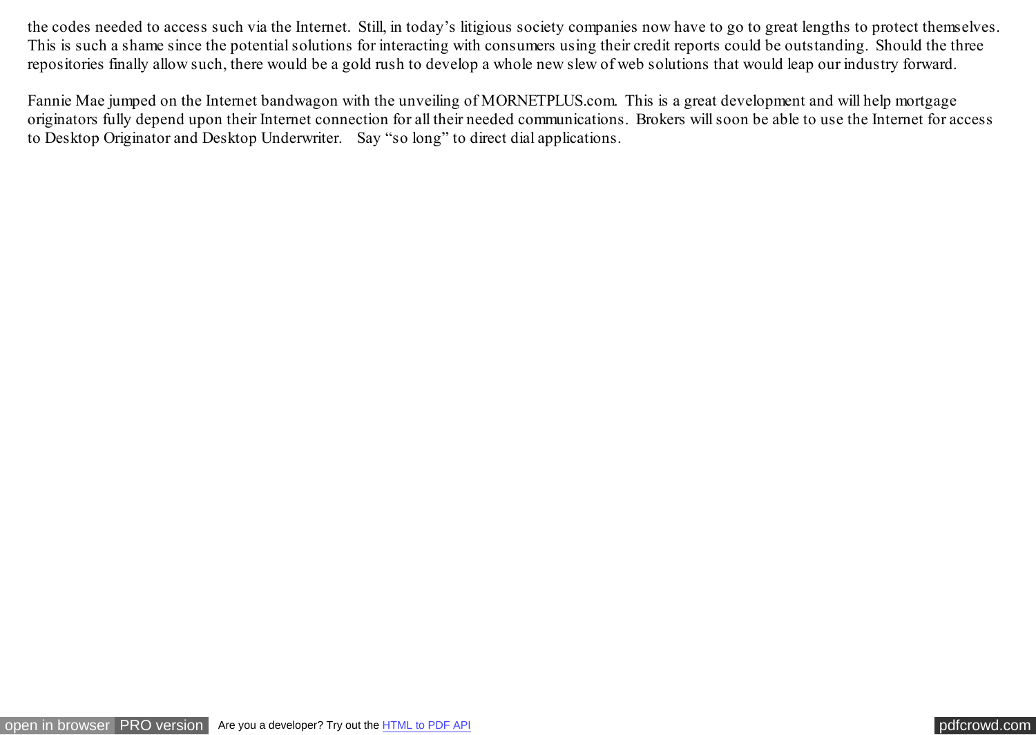the codes needed to access such via the Internet. Still, in today's litigious society companies now have to go to great lengths to protect themselves. This is such a shame since the potential solutions for interacting with consumers using their credit reports could be outstanding. Should the three repositories finally allow such, there would be a gold rush to develop a whole new slew of web solutions that would leap our industry forward.

Fannie Mae jumped on the Internet bandwagon with the unveiling of MORNETPLUS.com. This is a great development and will help mortgage originators fully depend upon their Internet connection for all their needed communications. Brokers will soon be able to use the Internet for access to Desktop Originator and Desktop Underwriter. Say "so long" to direct dial applications.